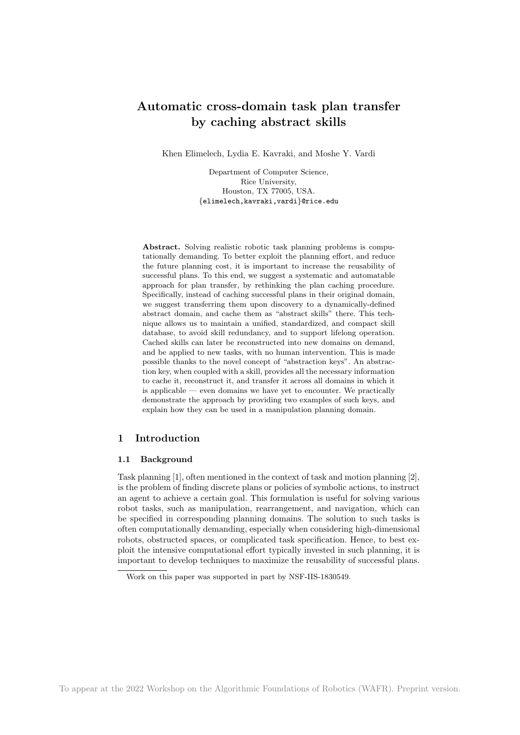# Automatic cross-domain task plan transfer by caching abstract skills

Khen Elimelech, Lydia E. Kavraki, and Moshe Y. Vardi

Department of Computer Science,
Rice University,
Houston, TX 77005, USA.
{elimelech,kavraki,vardi}@rice.edu

**Abstract.** Solving realistic robotic task planning problems is computationally demanding. To better exploit the planning effort, and reduce the future planning cost, it is important to increase the reusability of successful plans. To this end, we suggest a systematic and automatable approach for plan transfer, by rethinking the plan caching procedure. Specifically, instead of caching successful plans in their original domain, we suggest transferring them upon discovery to a dynamically-defined abstract domain, and cache them as "abstract skills" there. This technique allows us to maintain a unified, standardized, and compact skill database, to avoid skill redundancy, and to support lifelong operation. Cached skills can later be reconstructed into new domains on demand, and be applied to new tasks, with no human intervention. This is made possible thanks to the novel concept of "abstraction keys". An abstraction key, when coupled with a skill, provides all the necessary information to cache it, reconstruct it, and transfer it across all domains in which it is applicable — even domains we have yet to encounter. We practically demonstrate the approach by providing two examples of such keys, and explain how they can be used in a manipulation planning domain.

## 1 Introduction

### 1.1 Background

Task planning [1], often mentioned in the context of task and motion planning [2], is the problem of finding discrete plans or policies of symbolic actions, to instruct an agent to achieve a certain goal. This formulation is useful for solving various robot tasks, such as manipulation, rearrangement, and navigation, which can be specified in corresponding planning domains. The solution to such tasks is often computationally demanding, especially when considering high-dimensional robots, obstructed spaces, or complicated task specification. Hence, to best exploit the intensive computational effort typically invested in such planning, it is important to develop techniques to maximize the reusability of successful plans.

Work on this paper was supported in part by NSF-IIS-1830549.

To appear at the 2022 Workshop on the Algorithmic Foundations of Robotics (WAFR). Preprint version.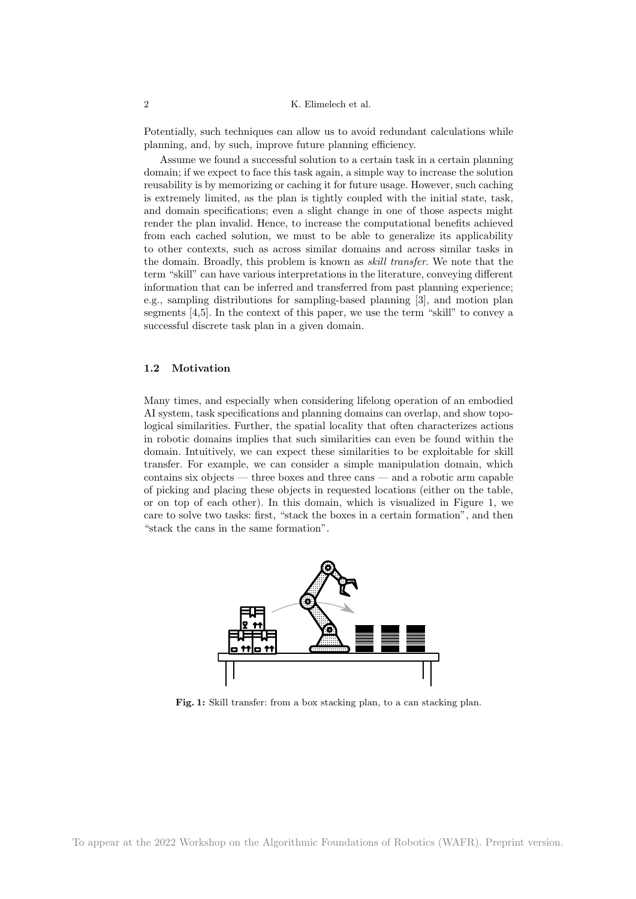Potentially, such techniques can allow us to avoid redundant calculations while planning, and, by such, improve future planning efficiency.

Assume we found a successful solution to a certain task in a certain planning domain; if we expect to face this task again, a simple way to increase the solution reusability is by memorizing or caching it for future usage. However, such caching is extremely limited, as the plan is tightly coupled with the initial state, task, and domain specifications; even a slight change in one of those aspects might render the plan invalid. Hence, to increase the computational benefits achieved from each cached solution, we must to be able to generalize its applicability to other contexts, such as across similar domains and across similar tasks in the domain. Broadly, this problem is known as *skill transfer*. We note that the term "skill" can have various interpretations in the literature, conveying different information that can be inferred and transferred from past planning experience; e.g., sampling distributions for sampling-based planning [3], and motion plan segments [4,5]. In the context of this paper, we use the term "skill" to convey a successful discrete task plan in a given domain.

### 1.2 Motivation

Many times, and especially when considering lifelong operation of an embodied AI system, task specifications and planning domains can overlap, and show topological similarities. Further, the spatial locality that often characterizes actions in robotic domains implies that such similarities can even be found within the domain. Intuitively, we can expect these similarities to be exploitable for skill transfer. For example, we can consider a simple manipulation domain, which contains six objects — three boxes and three cans — and a robotic arm capable of picking and placing these objects in requested locations (either on the table, or on top of each other). In this domain, which is visualized in Figure 1, we care to solve two tasks: first, "stack the boxes in a certain formation", and then "stack the cans in the same formation".

**Fig. 1:** Skill transfer: from a box stacking plan, to a can stacking plan.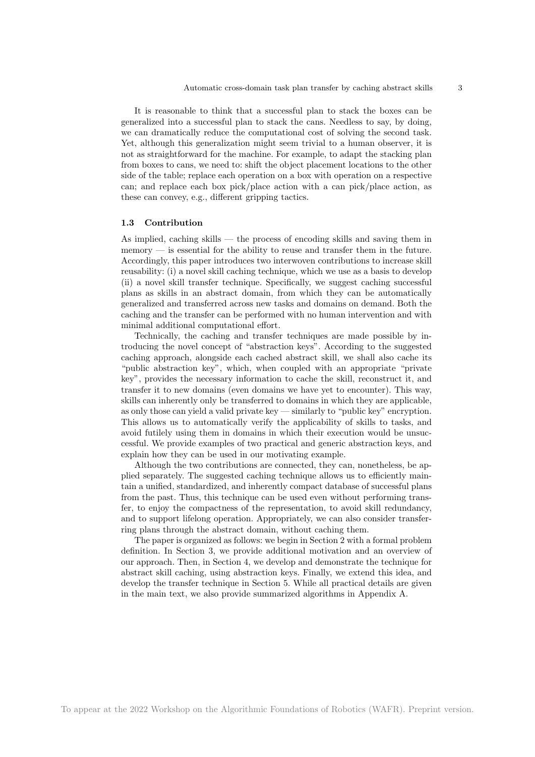It is reasonable to think that a successful plan to stack the boxes can be generalized into a successful plan to stack the cans. Needless to say, by doing, we can dramatically reduce the computational cost of solving the second task. Yet, although this generalization might seem trivial to a human observer, it is not as straightforward for the machine. For example, to adapt the stacking plan from boxes to cans, we need to: shift the object placement locations to the other side of the table; replace each operation on a box with operation on a respective can; and replace each box pick/place action with a can pick/place action, as these can convey, e.g., different gripping tactics.

### 1.3 Contribution

As implied, caching skills — the process of encoding skills and saving them in memory — is essential for the ability to reuse and transfer them in the future. Accordingly, this paper introduces two interwoven contributions to increase skill reusability: (i) a novel skill caching technique, which we use as a basis to develop (ii) a novel skill transfer technique. Specifically, we suggest caching successful plans as skills in an abstract domain, from which they can be automatically generalized and transferred across new tasks and domains on demand. Both the caching and the transfer can be performed with no human intervention and with minimal additional computational effort.

Technically, the caching and transfer techniques are made possible by introducing the novel concept of "abstraction keys". According to the suggested caching approach, alongside each cached abstract skill, we shall also cache its "public abstraction key", which, when coupled with an appropriate "private key", provides the necessary information to cache the skill, reconstruct it, and transfer it to new domains (even domains we have yet to encounter). This way, skills can inherently only be transferred to domains in which they are applicable, as only those can yield a valid private key — similarly to "public key" encryption. This allows us to automatically verify the applicability of skills to tasks, and avoid futilely using them in domains in which their execution would be unsuccessful. We provide examples of two practical and generic abstraction keys, and explain how they can be used in our motivating example.

Although the two contributions are connected, they can, nonetheless, be applied separately. The suggested caching technique allows us to efficiently maintain a unified, standardized, and inherently compact database of successful plans from the past. Thus, this technique can be used even without performing transfer, to enjoy the compactness of the representation, to avoid skill redundancy, and to support lifelong operation. Appropriately, we can also consider transferring plans through the abstract domain, without caching them.

The paper is organized as follows: we begin in Section 2 with a formal problem definition. In Section 3, we provide additional motivation and an overview of our approach. Then, in Section 4, we develop and demonstrate the technique for abstract skill caching, using abstraction keys. Finally, we extend this idea, and develop the transfer technique in Section 5. While all practical details are given in the main text, we also provide summarized algorithms in Appendix A.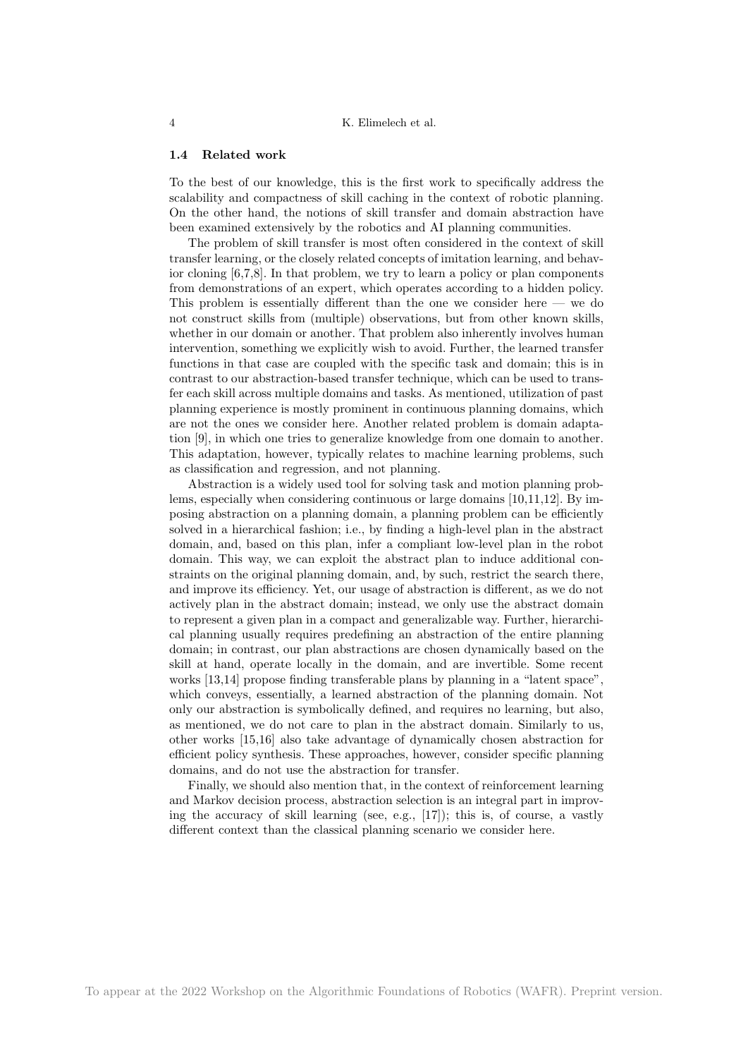### 1.4 Related work

To the best of our knowledge, this is the first work to specifically address the scalability and compactness of skill caching in the context of robotic planning. On the other hand, the notions of skill transfer and domain abstraction have been examined extensively by the robotics and AI planning communities.

The problem of skill transfer is most often considered in the context of skill transfer learning, or the closely related concepts of imitation learning, and behavior cloning [6,7,8]. In that problem, we try to learn a policy or plan components from demonstrations of an expert, which operates according to a hidden policy. This problem is essentially different than the one we consider here — we do not construct skills from (multiple) observations, but from other known skills, whether in our domain or another. That problem also inherently involves human intervention, something we explicitly wish to avoid. Further, the learned transfer functions in that case are coupled with the specific task and domain; this is in contrast to our abstraction-based transfer technique, which can be used to transfer each skill across multiple domains and tasks. As mentioned, utilization of past planning experience is mostly prominent in continuous planning domains, which are not the ones we consider here. Another related problem is domain adaptation [9], in which one tries to generalize knowledge from one domain to another. This adaptation, however, typically relates to machine learning problems, such as classification and regression, and not planning.

Abstraction is a widely used tool for solving task and motion planning problems, especially when considering continuous or large domains [10,11,12]. By imposing abstraction on a planning domain, a planning problem can be efficiently solved in a hierarchical fashion; i.e., by finding a high-level plan in the abstract domain, and, based on this plan, infer a compliant low-level plan in the robot domain. This way, we can exploit the abstract plan to induce additional constraints on the original planning domain, and, by such, restrict the search there, and improve its efficiency. Yet, our usage of abstraction is different, as we do not actively plan in the abstract domain; instead, we only use the abstract domain to represent a given plan in a compact and generalizable way. Further, hierarchical planning usually requires predefining an abstraction of the entire planning domain; in contrast, our plan abstractions are chosen dynamically based on the skill at hand, operate locally in the domain, and are invertible. Some recent works [13,14] propose finding transferable plans by planning in a "latent space", which conveys, essentially, a learned abstraction of the planning domain. Not only our abstraction is symbolically defined, and requires no learning, but also, as mentioned, we do not care to plan in the abstract domain. Similarly to us, other works [15,16] also take advantage of dynamically chosen abstraction for efficient policy synthesis. These approaches, however, consider specific planning domains, and do not use the abstraction for transfer.

Finally, we should also mention that, in the context of reinforcement learning and Markov decision process, abstraction selection is an integral part in improving the accuracy of skill learning (see, e.g., [17]); this is, of course, a vastly different context than the classical planning scenario we consider here.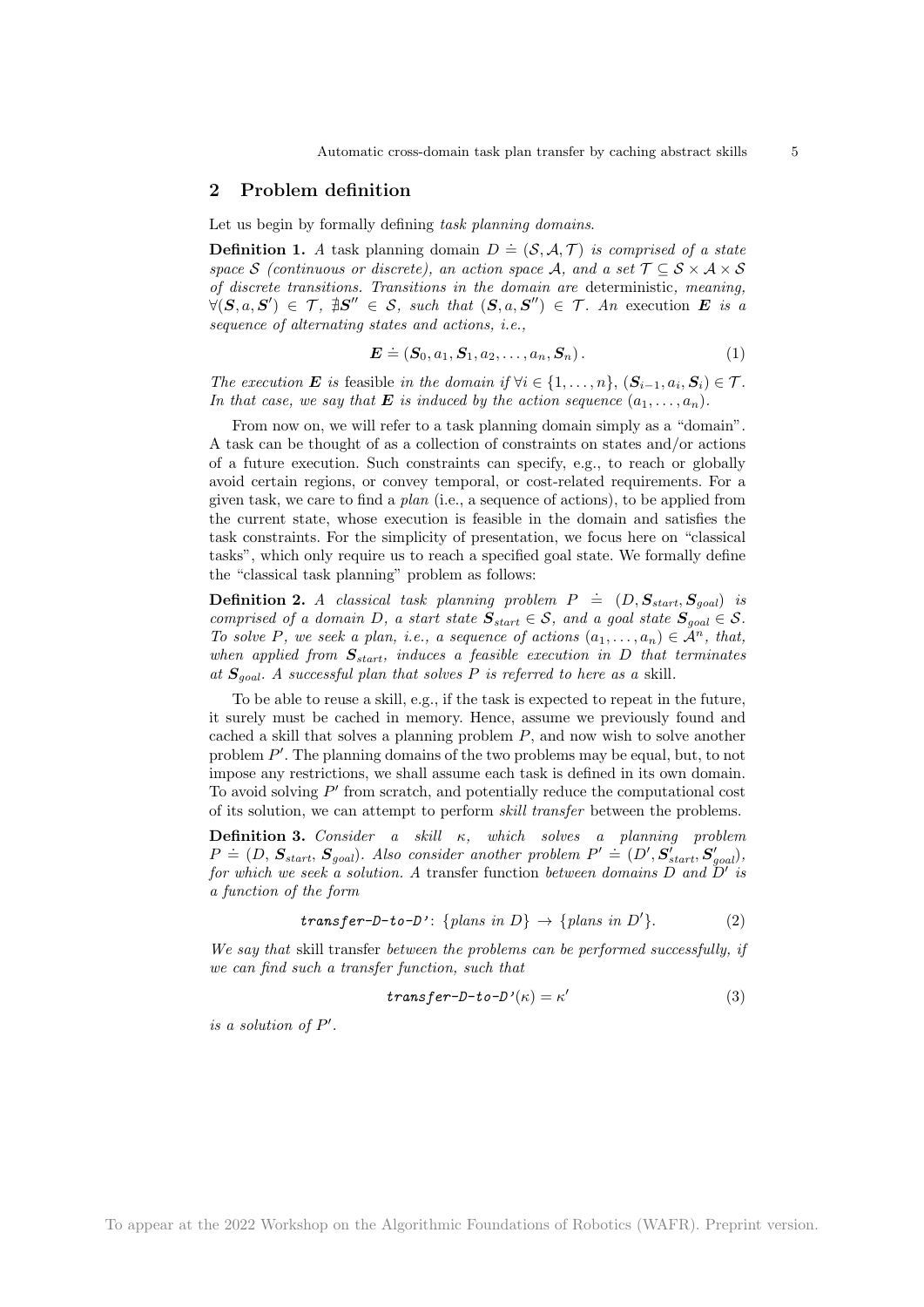## 2 Problem definition

Let us begin by formally defining *task planning domains*.

**Definition 1.** *A* task planning domain $D \doteq (\mathcal{S}, \mathcal{A}, \mathcal{T})$ *is comprised of a state space* $\mathcal{S}$ *(continuous or discrete), an action space* $\mathcal{A}$*, and a set* $\mathcal{T} \subseteq \mathcal{S} \times \mathcal{A} \times \mathcal{S}$ *of discrete transitions. Transitions in the domain are* deterministic*, meaning,* $\forall(\boldsymbol{S}, a, \boldsymbol{S}') \in \mathcal{T}$*,* $\nexists \boldsymbol{S}'' \in \mathcal{S}$*, such that* $(\boldsymbol{S}, a, \boldsymbol{S}'') \in \mathcal{T}$*. An* execution $\boldsymbol{E}$ *is a sequence of alternating states and actions, i.e.,*

$$\boldsymbol{E} \doteq (\boldsymbol{S}_0, a_1, \boldsymbol{S}_1, a_2, \dots, a_n, \boldsymbol{S}_n). \tag{1}$$

*The execution* $\boldsymbol{E}$ *is* feasible *in the domain if* $\forall i \in \{1, \dots, n\}$*,* $(\boldsymbol{S}_{i-1}, a_i, \boldsymbol{S}_i) \in \mathcal{T}$*. In that case, we say that* $\boldsymbol{E}$ *is induced by the action sequence* $(a_1, \dots, a_n)$*.*

From now on, we will refer to a task planning domain simply as a "domain". A task can be thought of as a collection of constraints on states and/or actions of a future execution. Such constraints can specify, e.g., to reach or globally avoid certain regions, or convey temporal, or cost-related requirements. For a given task, we care to find a *plan* (i.e., a sequence of actions), to be applied from the current state, whose execution is feasible in the domain and satisfies the task constraints. For the simplicity of presentation, we focus here on "classical tasks", which only require us to reach a specified goal state. We formally define the "classical task planning" problem as follows:

**Definition 2.** *A classical task planning problem* $P \doteq (D, \boldsymbol{S}_{start}, \boldsymbol{S}_{goal})$ *is comprised of a domain* $D$*, a start state* $\boldsymbol{S}_{start} \in \mathcal{S}$*, and a goal state* $\boldsymbol{S}_{goal} \in \mathcal{S}$*. To solve* $P$*, we seek a plan, i.e., a sequence of actions* $(a_1, \dots, a_n) \in \mathcal{A}^n$*, that, when applied from* $\boldsymbol{S}_{start}$*, induces a feasible execution in* $D$ *that terminates at* $\boldsymbol{S}_{goal}$*. A successful plan that solves* $P$ *is referred to here as a* skill*.*

To be able to reuse a skill, e.g., if the task is expected to repeat in the future, it surely must be cached in memory. Hence, assume we previously found and cached a skill that solves a planning problem $P$, and now wish to solve another problem $P'$. The planning domains of the two problems may be equal, but, to not impose any restrictions, we shall assume each task is defined in its own domain. To avoid solving $P'$ from scratch, and potentially reduce the computational cost of its solution, we can attempt to perform *skill transfer* between the problems.

**Definition 3.** *Consider a skill* $\kappa$*, which solves a planning problem* $P \doteq (D, \boldsymbol{S}_{start}, \boldsymbol{S}_{goal})$*. Also consider another problem* $P' \doteq (D', \boldsymbol{S}'_{start}, \boldsymbol{S}'_{goal})$*, for which we seek a solution. A* transfer function *between domains* $D$ *and* $D'$ *is a function of the form*

$$\texttt{transfer-D-to-D'}\colon \{\text{plans in } D\} \rightarrow \{\text{plans in } D'\}. \tag{2}$$

*We say that* skill transfer *between the problems can be performed successfully, if we can find such a transfer function, such that*

$$\texttt{transfer-D-to-D'}(\kappa) = \kappa' \tag{3}$$

*is a solution of* $P'$*.*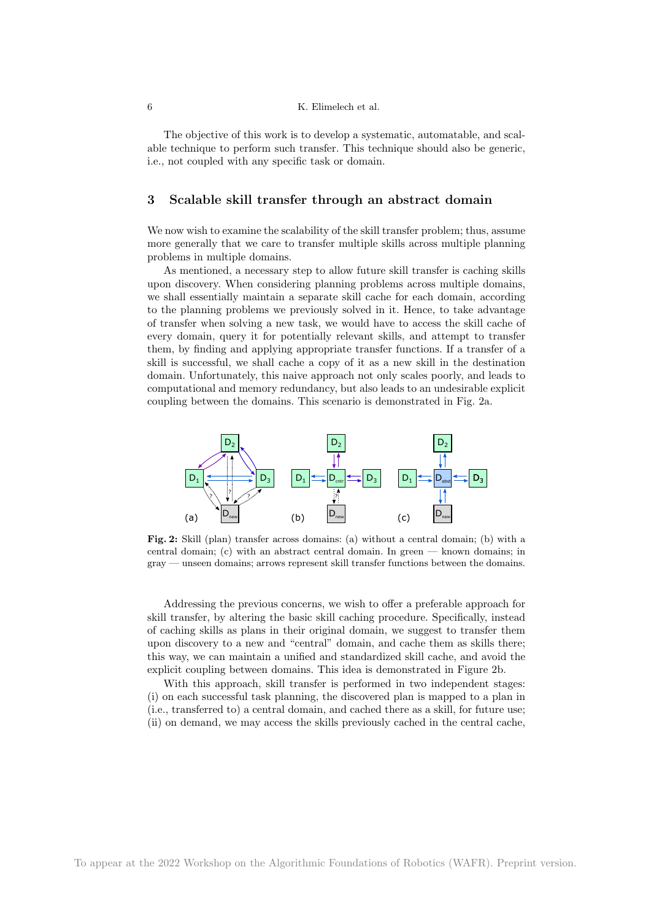The objective of this work is to develop a systematic, automatable, and scalable technique to perform such transfer. This technique should also be generic, i.e., not coupled with any specific task or domain.

## 3 Scalable skill transfer through an abstract domain

We now wish to examine the scalability of the skill transfer problem; thus, assume more generally that we care to transfer multiple skills across multiple planning problems in multiple domains.

As mentioned, a necessary step to allow future skill transfer is caching skills upon discovery. When considering planning problems across multiple domains, we shall essentially maintain a separate skill cache for each domain, according to the planning problems we previously solved in it. Hence, to take advantage of transfer when solving a new task, we would have to access the skill cache of every domain, query it for potentially relevant skills, and attempt to transfer them, by finding and applying appropriate transfer functions. If a transfer of a skill is successful, we shall cache a copy of it as a new skill in the destination domain. Unfortunately, this naive approach not only scales poorly, and leads to computational and memory redundancy, but also leads to an undesirable explicit coupling between the domains. This scenario is demonstrated in Fig. 2a.

**Fig. 2:** Skill (plan) transfer across domains: (a) without a central domain; (b) with a central domain; (c) with an abstract central domain. In green — known domains; in gray — unseen domains; arrows represent skill transfer functions between the domains.

Addressing the previous concerns, we wish to offer a preferable approach for skill transfer, by altering the basic skill caching procedure. Specifically, instead of caching skills as plans in their original domain, we suggest to transfer them upon discovery to a new and "central" domain, and cache them as skills there; this way, we can maintain a unified and standardized skill cache, and avoid the explicit coupling between domains. This idea is demonstrated in Figure 2b.

With this approach, skill transfer is performed in two independent stages: (i) on each successful task planning, the discovered plan is mapped to a plan in (i.e., transferred to) a central domain, and cached there as a skill, for future use; (ii) on demand, we may access the skills previously cached in the central cache,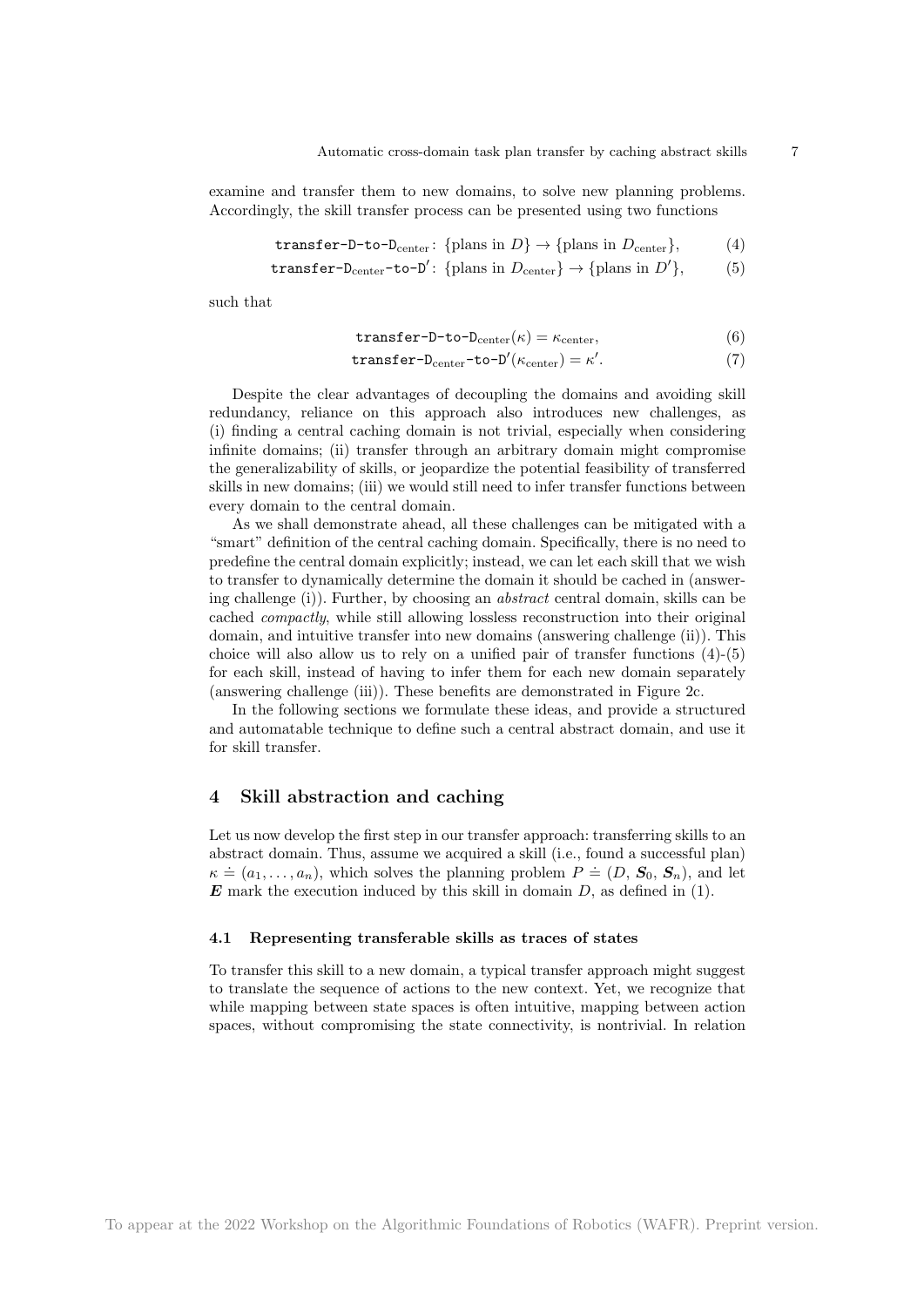examine and transfer them to new domains, to solve new planning problems. Accordingly, the skill transfer process can be presented using two functions

$$\texttt{transfer-D-to-D}_{\text{center}}\colon \{\text{plans in } D\} \to \{\text{plans in } D_{\text{center}}\}, \tag{4}$$

$$\texttt{transfer-D}_{\text{center}}\texttt{-to-D}'\colon \{\text{plans in } D_{\text{center}}\} \to \{\text{plans in } D'\}, \tag{5}$$

such that

$$\texttt{transfer-D-to-D}_{\text{center}}(\kappa) = \kappa_{\text{center}}, \tag{6}$$

$$\texttt{transfer-D}_{\text{center}}\texttt{-to-D}'(\kappa_{\text{center}}) = \kappa'. \tag{7}$$

Despite the clear advantages of decoupling the domains and avoiding skill redundancy, reliance on this approach also introduces new challenges, as (i) finding a central caching domain is not trivial, especially when considering infinite domains; (ii) transfer through an arbitrary domain might compromise the generalizability of skills, or jeopardize the potential feasibility of transferred skills in new domains; (iii) we would still need to infer transfer functions between every domain to the central domain.

As we shall demonstrate ahead, all these challenges can be mitigated with a "smart" definition of the central caching domain. Specifically, there is no need to predefine the central domain explicitly; instead, we can let each skill that we wish to transfer to dynamically determine the domain it should be cached in (answering challenge (i)). Further, by choosing an *abstract* central domain, skills can be cached *compactly*, while still allowing lossless reconstruction into their original domain, and intuitive transfer into new domains (answering challenge (ii)). This choice will also allow us to rely on a unified pair of transfer functions (4)-(5) for each skill, instead of having to infer them for each new domain separately (answering challenge (iii)). These benefits are demonstrated in Figure 2c.

In the following sections we formulate these ideas, and provide a structured and automatable technique to define such a central abstract domain, and use it for skill transfer.

## 4 Skill abstraction and caching

Let us now develop the first step in our transfer approach: transferring skills to an abstract domain. Thus, assume we acquired a skill (i.e., found a successful plan) $\kappa \doteq (a_1, \ldots, a_n)$, which solves the planning problem $P \doteq (D, \boldsymbol{S}_0, \boldsymbol{S}_n)$, and let $\boldsymbol{E}$ mark the execution induced by this skill in domain $D$, as defined in (1).

### 4.1 Representing transferable skills as traces of states

To transfer this skill to a new domain, a typical transfer approach might suggest to translate the sequence of actions to the new context. Yet, we recognize that while mapping between state spaces is often intuitive, mapping between action spaces, without compromising the state connectivity, is nontrivial. In relation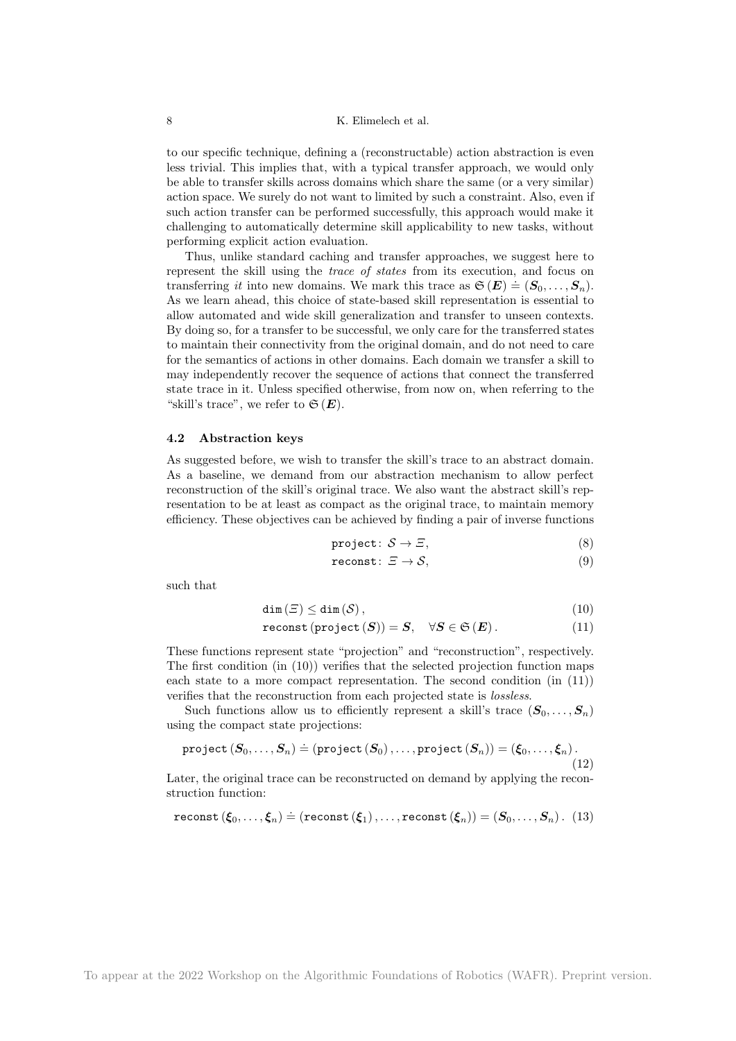to our specific technique, defining a (reconstructable) action abstraction is even less trivial. This implies that, with a typical transfer approach, we would only be able to transfer skills across domains which share the same (or a very similar) action space. We surely do not want to limited by such a constraint. Also, even if such action transfer can be performed successfully, this approach would make it challenging to automatically determine skill applicability to new tasks, without performing explicit action evaluation.

Thus, unlike standard caching and transfer approaches, we suggest here to represent the skill using the *trace of states* from its execution, and focus on transferring *it* into new domains. We mark this trace as $\mathfrak{S}(\boldsymbol{E}) \doteq (\boldsymbol{S}_0, \ldots, \boldsymbol{S}_n)$. As we learn ahead, this choice of state-based skill representation is essential to allow automated and wide skill generalization and transfer to unseen contexts. By doing so, for a transfer to be successful, we only care for the transferred states to maintain their connectivity from the original domain, and do not need to care for the semantics of actions in other domains. Each domain we transfer a skill to may independently recover the sequence of actions that connect the transferred state trace in it. Unless specified otherwise, from now on, when referring to the "skill's trace", we refer to $\mathfrak{S}(\boldsymbol{E})$.

### 4.2 Abstraction keys

As suggested before, we wish to transfer the skill's trace to an abstract domain. As a baseline, we demand from our abstraction mechanism to allow perfect reconstruction of the skill's original trace. We also want the abstract skill's representation to be at least as compact as the original trace, to maintain memory efficiency. These objectives can be achieved by finding a pair of inverse functions

$$\texttt{project}\colon \mathcal{S} \to \varXi, \tag{8}$$

$$\texttt{reconst}\colon \varXi \to \mathcal{S}, \tag{9}$$

such that

$$\texttt{dim}(\varXi) \leq \texttt{dim}(\mathcal{S}), \tag{10}$$

$$\texttt{reconst}(\texttt{project}(\boldsymbol{S})) = \boldsymbol{S}, \quad \forall \boldsymbol{S} \in \mathfrak{S}(\boldsymbol{E}). \tag{11}$$

These functions represent state "projection" and "reconstruction", respectively. The first condition (in (10)) verifies that the selected projection function maps each state to a more compact representation. The second condition (in (11)) verifies that the reconstruction from each projected state is *lossless*.

Such functions allow us to efficiently represent a skill's trace $(\boldsymbol{S}_0, \ldots, \boldsymbol{S}_n)$ using the compact state projections:

$$\texttt{project}(\boldsymbol{S}_0, \ldots, \boldsymbol{S}_n) \doteq (\texttt{project}(\boldsymbol{S}_0), \ldots, \texttt{project}(\boldsymbol{S}_n)) = (\boldsymbol{\xi}_0, \ldots, \boldsymbol{\xi}_n). \tag{12}$$

Later, the original trace can be reconstructed on demand by applying the reconstruction function:

$$\texttt{reconst}(\boldsymbol{\xi}_0, \ldots, \boldsymbol{\xi}_n) \doteq (\texttt{reconst}(\boldsymbol{\xi}_1), \ldots, \texttt{reconst}(\boldsymbol{\xi}_n)) = (\boldsymbol{S}_0, \ldots, \boldsymbol{S}_n). \tag{13}$$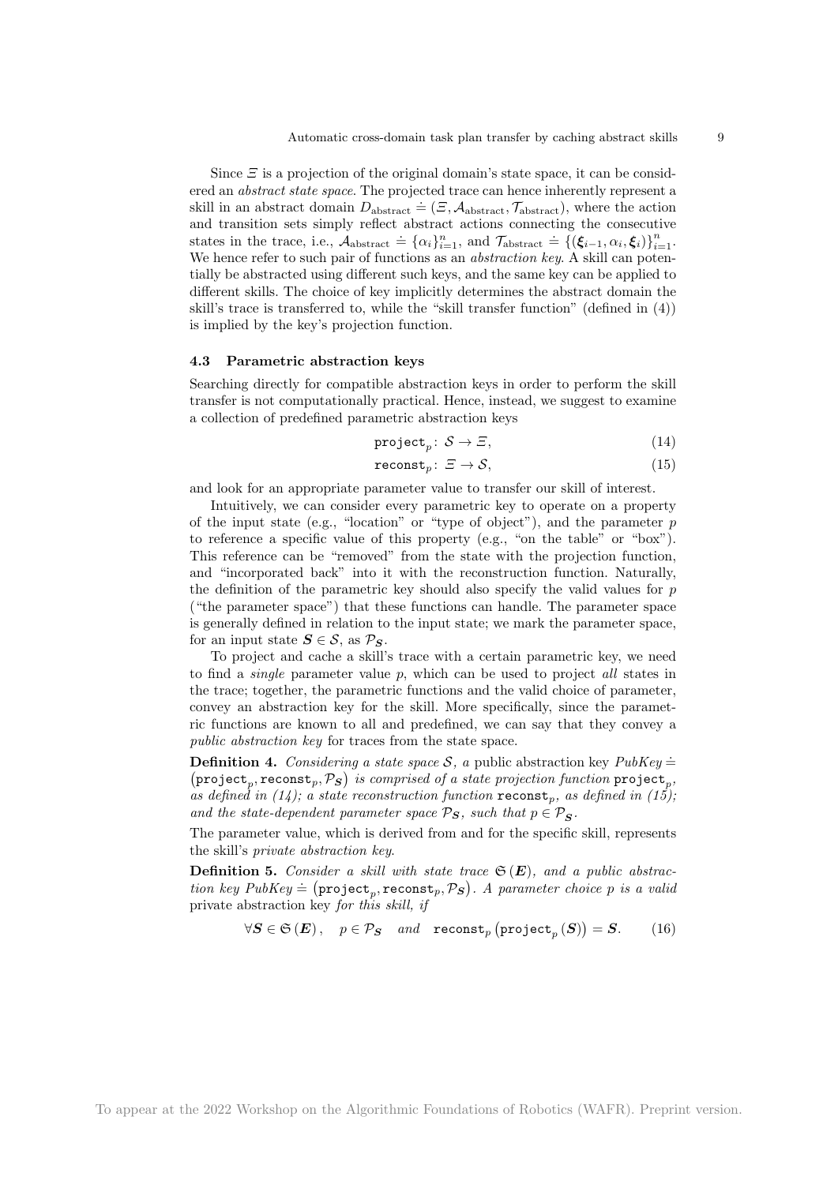Since $\Xi$ is a projection of the original domain's state space, it can be considered an *abstract state space*. The projected trace can hence inherently represent a skill in an abstract domain $D_{\text{abstract}} \doteq (\Xi, \mathcal{A}_{\text{abstract}}, \mathcal{T}_{\text{abstract}})$, where the action and transition sets simply reflect abstract actions connecting the consecutive states in the trace, i.e., $\mathcal{A}_{\text{abstract}} \doteq \{\alpha_i\}_{i=1}^n$, and $\mathcal{T}_{\text{abstract}} \doteq \{(\boldsymbol{\xi}_{i-1}, \alpha_i, \boldsymbol{\xi}_i)\}_{i=1}^n$. We hence refer to such pair of functions as an *abstraction key*. A skill can potentially be abstracted using different such keys, and the same key can be applied to different skills. The choice of key implicitly determines the abstract domain the skill's trace is transferred to, while the "skill transfer function" (defined in (4)) is implied by the key's projection function.

### 4.3 Parametric abstraction keys

Searching directly for compatible abstraction keys in order to perform the skill transfer is not computationally practical. Hence, instead, we suggest to examine a collection of predefined parametric abstraction keys

$$\texttt{project}_p \colon \mathcal{S} \to \Xi, \tag{14}$$

$$\texttt{reconst}_p \colon \Xi \to \mathcal{S}, \tag{15}$$

and look for an appropriate parameter value to transfer our skill of interest.

Intuitively, we can consider every parametric key to operate on a property of the input state (e.g., "location" or "type of object"), and the parameter $p$ to reference a specific value of this property (e.g., "on the table" or "box"). This reference can be "removed" from the state with the projection function, and "incorporated back" into it with the reconstruction function. Naturally, the definition of the parametric key should also specify the valid values for $p$ ("the parameter space") that these functions can handle. The parameter space is generally defined in relation to the input state; we mark the parameter space, for an input state $\boldsymbol{S} \in \mathcal{S}$, as $\mathcal{P}_{\boldsymbol{S}}$.

To project and cache a skill's trace with a certain parametric key, we need to find a *single* parameter value $p$, which can be used to project *all* states in the trace; together, the parametric functions and the valid choice of parameter, convey an abstraction key for the skill. More specifically, since the parametric functions are known to all and predefined, we can say that they convey a *public abstraction key* for traces from the state space.

**Definition 4.** *Considering a state space $\mathcal{S}$, a* public abstraction key $PubKey \doteq (\texttt{project}_p, \texttt{reconst}_p, \mathcal{P}_{\boldsymbol{S}})$ *is comprised of a state projection function* $\texttt{project}_p$*, as defined in (14); a state reconstruction function* $\texttt{reconst}_p$*, as defined in (15); and the state-dependent parameter space $\mathcal{P}_{\boldsymbol{S}}$, such that $p \in \mathcal{P}_{\boldsymbol{S}}$.*

The parameter value, which is derived from and for the specific skill, represents the skill's *private abstraction key*.

**Definition 5.** *Consider a skill with state trace $\mathfrak{S}(\boldsymbol{E})$, and a public abstraction key $PubKey \doteq (\texttt{project}_p, \texttt{reconst}_p, \mathcal{P}_{\boldsymbol{S}})$. A parameter choice $p$ is a valid* private abstraction key *for this skill, if*

$$\forall \boldsymbol{S} \in \mathfrak{S}(\boldsymbol{E}), \quad p \in \mathcal{P}_{\boldsymbol{S}} \quad \textit{and} \quad \texttt{reconst}_p\left(\texttt{project}_p(\boldsymbol{S})\right) = \boldsymbol{S}. \tag{16}$$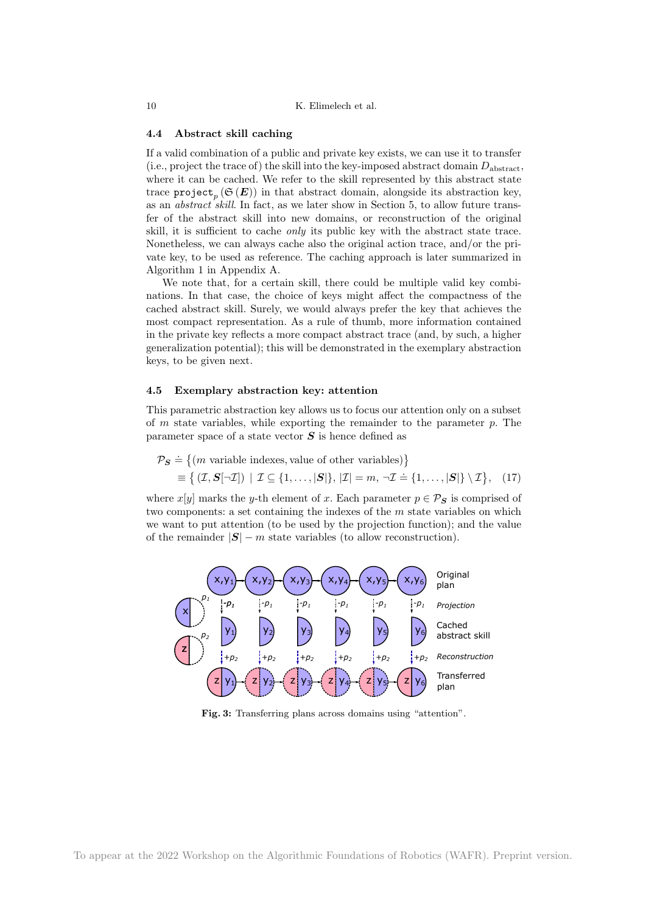### 4.4 Abstract skill caching

If a valid combination of a public and private key exists, we can use it to transfer (i.e., project the trace of) the skill into the key-imposed abstract domain $D_{\text{abstract}}$, where it can be cached. We refer to the skill represented by this abstract state trace $\texttt{project}_p(\mathfrak{S}(\boldsymbol{E}))$ in that abstract domain, alongside its abstraction key, as an *abstract skill*. In fact, as we later show in Section 5, to allow future transfer of the abstract skill into new domains, or reconstruction of the original skill, it is sufficient to cache *only* its public key with the abstract state trace. Nonetheless, we can always cache also the original action trace, and/or the private key, to be used as reference. The caching approach is later summarized in Algorithm 1 in Appendix A.

We note that, for a certain skill, there could be multiple valid key combinations. In that case, the choice of keys might affect the compactness of the cached abstract skill. Surely, we would always prefer the key that achieves the most compact representation. As a rule of thumb, more information contained in the private key reflects a more compact abstract trace (and, by such, a higher generalization potential); this will be demonstrated in the exemplary abstraction keys, to be given next.

### 4.5 Exemplary abstraction key: attention

This parametric abstraction key allows us to focus our attention only on a subset of $m$ state variables, while exporting the remainder to the parameter $p$. The parameter space of a state vector $\boldsymbol{S}$ is hence defined as

$$\begin{aligned} \mathcal{P}_{\boldsymbol{S}} &\doteq \{(m \text{ variable indexes, value of other variables})\} \\ &\equiv \{ (\mathcal{I}, \boldsymbol{S}[\neg\mathcal{I}]) \mid \mathcal{I} \subseteq \{1, \ldots, |\boldsymbol{S}|\}, |\mathcal{I}| = m, \neg\mathcal{I} \doteq \{1, \ldots, |\boldsymbol{S}|\} \setminus \mathcal{I} \}, \quad (17) \end{aligned}$$

where $x[y]$ marks the $y$-th element of $x$. Each parameter $p \in \mathcal{P}_{\boldsymbol{S}}$ is comprised of two components: a set containing the indexes of the $m$ state variables on which we want to put attention (to be used by the projection function); and the value of the remainder $|\boldsymbol{S}| - m$ state variables (to allow reconstruction).

Fig. 3: Transferring plans across domains using "attention".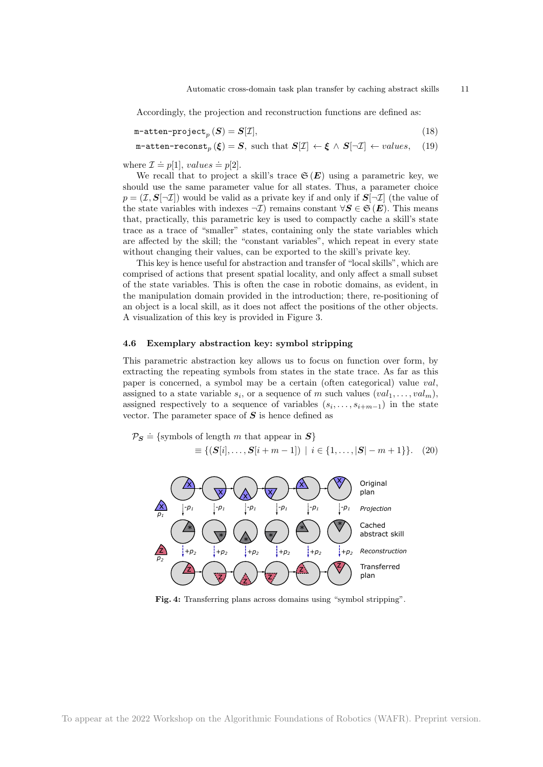Accordingly, the projection and reconstruction functions are defined as:

$$\texttt{m-atten-project}_p(\boldsymbol{S}) = \boldsymbol{S}[\mathcal{I}], \tag{18}$$

$$\texttt{m-atten-reconst}_p(\boldsymbol{\xi}) = \boldsymbol{S}, \text{ such that } \boldsymbol{S}[\mathcal{I}] \leftarrow \boldsymbol{\xi} \wedge \boldsymbol{S}[\neg\mathcal{I}] \leftarrow values, \tag{19}$$

where $\mathcal{I} \doteq p[1]$, $values \doteq p[2]$.

We recall that to project a skill's trace $\mathfrak{S}(\boldsymbol{E})$ using a parametric key, we should use the same parameter value for all states. Thus, a parameter choice $p = (\mathcal{I}, \boldsymbol{S}[\neg\mathcal{I}])$ would be valid as a private key if and only if $\boldsymbol{S}[\neg\mathcal{I}]$ (the value of the state variables with indexes $\neg\mathcal{I}$) remains constant $\forall \boldsymbol{S} \in \mathfrak{S}(\boldsymbol{E})$. This means that, practically, this parametric key is used to compactly cache a skill's state trace as a trace of "smaller" states, containing only the state variables which are affected by the skill; the "constant variables", which repeat in every state without changing their values, can be exported to the skill's private key.

This key is hence useful for abstraction and transfer of "local skills", which are comprised of actions that present spatial locality, and only affect a small subset of the state variables. This is often the case in robotic domains, as evident, in the manipulation domain provided in the introduction; there, re-positioning of an object is a local skill, as it does not affect the positions of the other objects. A visualization of this key is provided in Figure 3.

### 4.6 Exemplary abstraction key: symbol stripping

This parametric abstraction key allows us to focus on function over form, by extracting the repeating symbols from states in the state trace. As far as this paper is concerned, a symbol may be a certain (often categorical) value $val$, assigned to a state variable $s_i$, or a sequence of $m$ such values $(val_1, \ldots, val_m)$, assigned respectively to a sequence of variables $(s_i, \ldots, s_{i+m-1})$ in the state vector. The parameter space of $\boldsymbol{S}$ is hence defined as

$$\mathcal{P}_{\boldsymbol{S}} \doteq \{\text{symbols of length } m \text{ that appear in } \boldsymbol{S}\}$$
$$\equiv \{(\boldsymbol{S}[i], \ldots, \boldsymbol{S}[i+m-1]) \mid i \in \{1, \ldots, |\boldsymbol{S}| - m + 1\}\}. \tag{20}$$

**Fig. 4:** Transferring plans across domains using "symbol stripping".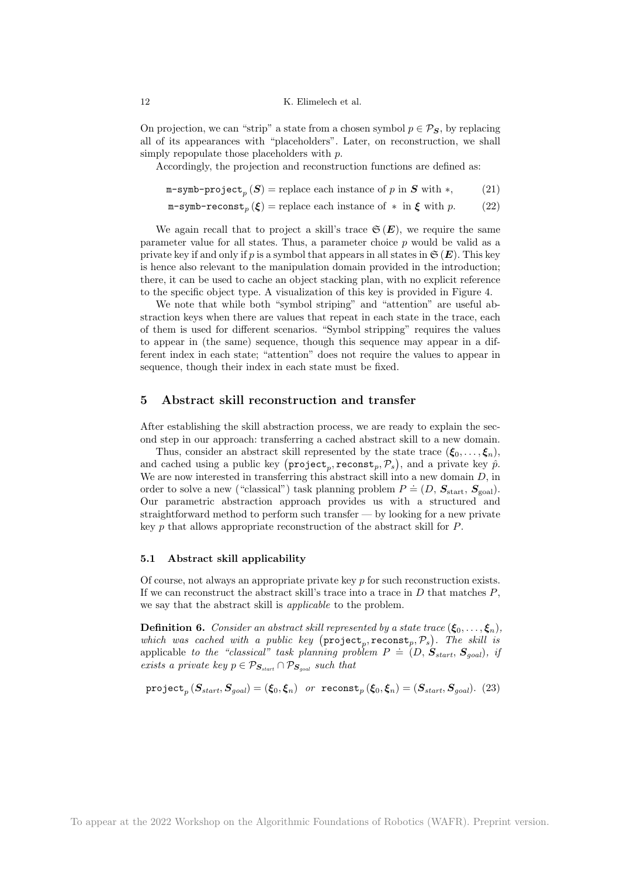On projection, we can "strip" a state from a chosen symbol $p \in \mathcal{P}_{\boldsymbol{S}}$, by replacing all of its appearances with "placeholders". Later, on reconstruction, we shall simply repopulate those placeholders with $p$.

Accordingly, the projection and reconstruction functions are defined as:

$$\texttt{m-symb-project}_p(\boldsymbol{S}) = \text{replace each instance of } p \text{ in } \boldsymbol{S} \text{ with } *, \tag{21}$$

$$\texttt{m-symb-reconst}_p(\boldsymbol{\xi}) = \text{replace each instance of } * \text{ in } \boldsymbol{\xi} \text{ with } p. \tag{22}$$

We again recall that to project a skill's trace $\mathfrak{S}(\boldsymbol{E})$, we require the same parameter value for all states. Thus, a parameter choice $p$ would be valid as a private key if and only if $p$ is a symbol that appears in all states in $\mathfrak{S}(\boldsymbol{E})$. This key is hence also relevant to the manipulation domain provided in the introduction; there, it can be used to cache an object stacking plan, with no explicit reference to the specific object type. A visualization of this key is provided in Figure 4.

We note that while both "symbol striping" and "attention" are useful abstraction keys when there are values that repeat in each state in the trace, each of them is used for different scenarios. "Symbol stripping" requires the values to appear in (the same) sequence, though this sequence may appear in a different index in each state; "attention" does not require the values to appear in sequence, though their index in each state must be fixed.

## 5 Abstract skill reconstruction and transfer

After establishing the skill abstraction process, we are ready to explain the second step in our approach: transferring a cached abstract skill to a new domain.

Thus, consider an abstract skill represented by the state trace $(\boldsymbol{\xi}_0, \ldots, \boldsymbol{\xi}_n)$, and cached using a public key $\left(\texttt{project}_p, \texttt{reconst}_p, \mathcal{P}_s\right)$, and a private key $\hat{p}$. We are now interested in transferring this abstract skill into a new domain $D$, in order to solve a new ("classical") task planning problem $P \doteq (D,\, \boldsymbol{S}_{\text{start}},\, \boldsymbol{S}_{\text{goal}})$. Our parametric abstraction approach provides us with a structured and straightforward method to perform such transfer — by looking for a new private key $p$ that allows appropriate reconstruction of the abstract skill for $P$.

### 5.1 Abstract skill applicability

Of course, not always an appropriate private key $p$ for such reconstruction exists. If we can reconstruct the abstract skill's trace into a trace in $D$ that matches $P$, we say that the abstract skill is *applicable* to the problem.

**Definition 6.** *Consider an abstract skill represented by a state trace* $(\boldsymbol{\xi}_0, \ldots, \boldsymbol{\xi}_n)$, *which was cached with a public key* $\left(\texttt{project}_p, \texttt{reconst}_p, \mathcal{P}_s\right)$. *The skill is* applicable *to the "classical" task planning problem* $P \doteq (D,\, \boldsymbol{S}_{start},\, \boldsymbol{S}_{goal})$, *if exists a private key* $p \in \mathcal{P}_{\boldsymbol{S}_{start}} \cap \mathcal{P}_{\boldsymbol{S}_{goal}}$ *such that*

$$\texttt{project}_p(\boldsymbol{S}_{start}, \boldsymbol{S}_{goal}) = (\boldsymbol{\xi}_0, \boldsymbol{\xi}_n) \quad \textit{or} \quad \texttt{reconst}_p(\boldsymbol{\xi}_0, \boldsymbol{\xi}_n) = (\boldsymbol{S}_{start}, \boldsymbol{S}_{goal}). \tag{23}$$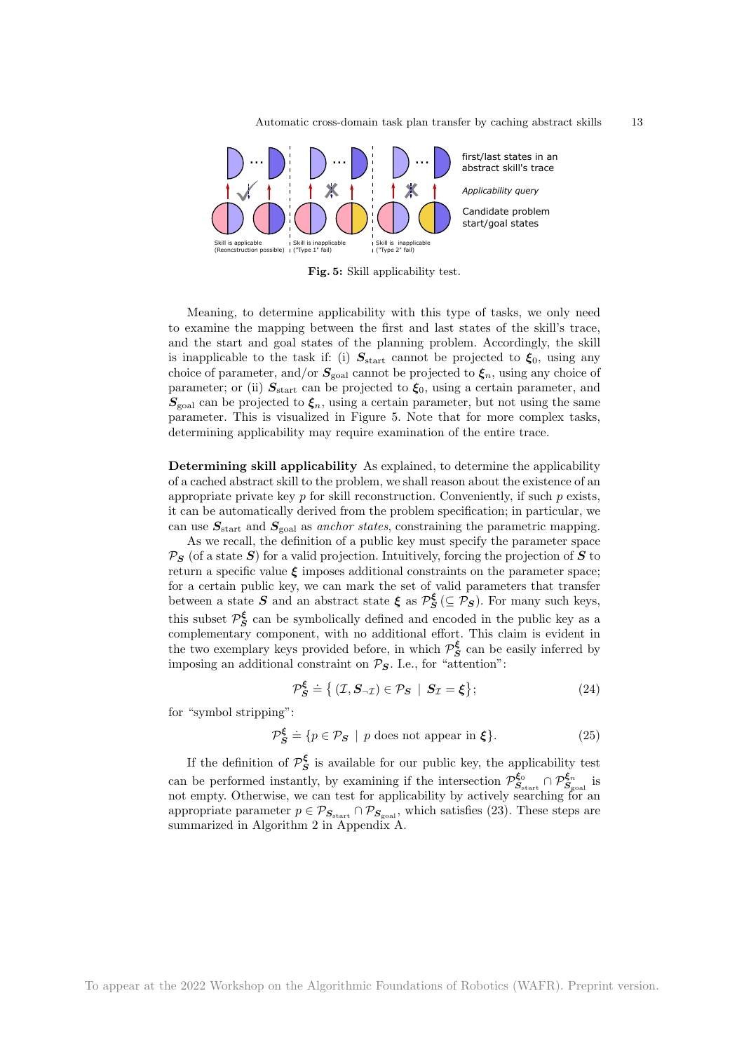first/last states in an abstract skill's trace

*Applicability query*

Candidate problem start/goal states

Skill is applicable (Reonconstruction possible) | Skill is inapplicable ("Type 1" fail) | Skill is inapplicable ("Type 2" fail)

**Fig. 5:** Skill applicability test.

Meaning, to determine applicability with this type of tasks, we only need to examine the mapping between the first and last states of the skill's trace, and the start and goal states of the planning problem. Accordingly, the skill is inapplicable to the task if: (i) $\boldsymbol{S}_{\text{start}}$ cannot be projected to $\boldsymbol{\xi}_0$, using any choice of parameter, and/or $\boldsymbol{S}_{\text{goal}}$ cannot be projected to $\boldsymbol{\xi}_n$, using any choice of parameter; or (ii) $\boldsymbol{S}_{\text{start}}$ can be projected to $\boldsymbol{\xi}_0$, using a certain parameter, and $\boldsymbol{S}_{\text{goal}}$ can be projected to $\boldsymbol{\xi}_n$, using a certain parameter, but not using the same parameter. This is visualized in Figure 5. Note that for more complex tasks, determining applicability may require examination of the entire trace.

**Determining skill applicability** As explained, to determine the applicability of a cached abstract skill to the problem, we shall reason about the existence of an appropriate private key $p$ for skill reconstruction. Conveniently, if such $p$ exists, it can be automatically derived from the problem specification; in particular, we can use $\boldsymbol{S}_{\text{start}}$ and $\boldsymbol{S}_{\text{goal}}$ as *anchor states*, constraining the parametric mapping.

As we recall, the definition of a public key must specify the parameter space $\mathcal{P}_{\boldsymbol{S}}$ (of a state $\boldsymbol{S}$) for a valid projection. Intuitively, forcing the projection of $\boldsymbol{S}$ to return a specific value $\boldsymbol{\xi}$ imposes additional constraints on the parameter space; for a certain public key, we can mark the set of valid parameters that transfer between a state $\boldsymbol{S}$ and an abstract state $\boldsymbol{\xi}$ as $\mathcal{P}_{\boldsymbol{S}}^{\boldsymbol{\xi}}$ $(\subseteq \mathcal{P}_{\boldsymbol{S}})$. For many such keys, this subset $\mathcal{P}_{\boldsymbol{S}}^{\boldsymbol{\xi}}$ can be symbolically defined and encoded in the public key as a complementary component, with no additional effort. This claim is evident in the two exemplary keys provided before, in which $\mathcal{P}_{\boldsymbol{S}}^{\boldsymbol{\xi}}$ can be easily inferred by imposing an additional constraint on $\mathcal{P}_{\boldsymbol{S}}$. I.e., for "attention":

$$\mathcal{P}_{\boldsymbol{S}}^{\boldsymbol{\xi}} \doteq \left\{ (\mathcal{I}, \boldsymbol{S}_{\neg\mathcal{I}}) \in \mathcal{P}_{\boldsymbol{S}} \mid \boldsymbol{S}_{\mathcal{I}} = \boldsymbol{\xi} \right\}; \tag{24}$$

for "symbol stripping":

$$\mathcal{P}_{\boldsymbol{S}}^{\boldsymbol{\xi}} \doteq \{ p \in \mathcal{P}_{\boldsymbol{S}} \mid p \text{ does not appear in } \boldsymbol{\xi} \}. \tag{25}$$

If the definition of $\mathcal{P}_{\boldsymbol{S}}^{\boldsymbol{\xi}}$ is available for our public key, the applicability test can be performed instantly, by examining if the intersection $\mathcal{P}_{\boldsymbol{S}_{\text{start}}}^{\boldsymbol{\xi}_0} \cap \mathcal{P}_{\boldsymbol{S}_{\text{goal}}}^{\boldsymbol{\xi}_n}$ is not empty. Otherwise, we can test for applicability by actively searching for an appropriate parameter $p \in \mathcal{P}_{\boldsymbol{S}_{\text{start}}} \cap \mathcal{P}_{\boldsymbol{S}_{\text{goal}}}$, which satisfies (23). These steps are summarized in Algorithm 2 in Appendix A.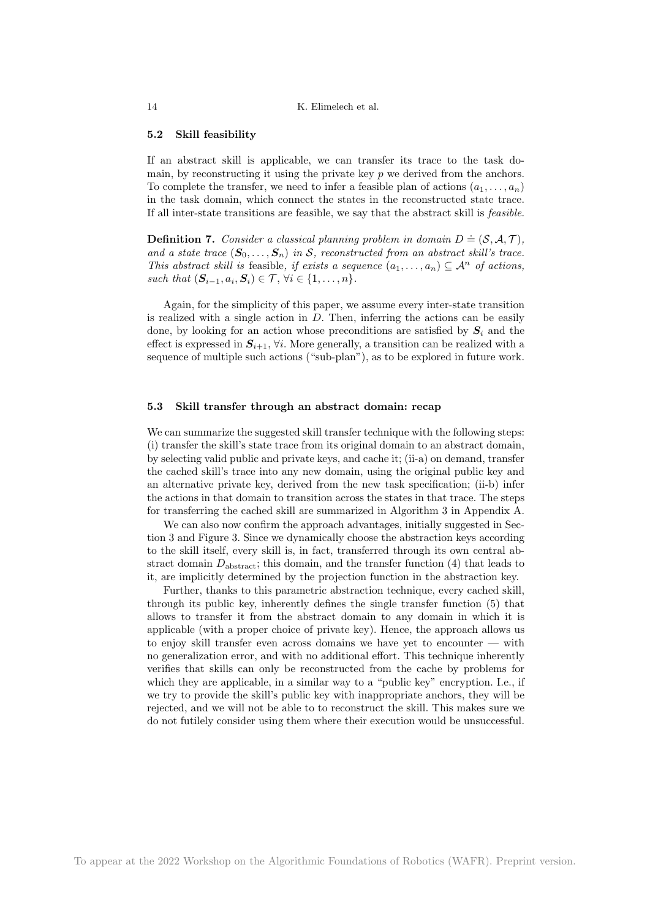### 5.2 Skill feasibility

If an abstract skill is applicable, we can transfer its trace to the task domain, by reconstructing it using the private key $p$ we derived from the anchors. To complete the transfer, we need to infer a feasible plan of actions $(a_1, \ldots, a_n)$ in the task domain, which connect the states in the reconstructed state trace. If all inter-state transitions are feasible, we say that the abstract skill is *feasible*.

**Definition 7.** *Consider a classical planning problem in domain $D \doteq (\mathcal{S}, \mathcal{A}, \mathcal{T})$, and a state trace $(\boldsymbol{S}_0, \ldots, \boldsymbol{S}_n)$ in $\mathcal{S}$, reconstructed from an abstract skill's trace. This abstract skill is* feasible, *if exists a sequence $(a_1, \ldots, a_n) \subseteq \mathcal{A}^n$ of actions, such that $(\boldsymbol{S}_{i-1}, a_i, \boldsymbol{S}_i) \in \mathcal{T}$, $\forall i \in \{1, \ldots, n\}$.*

Again, for the simplicity of this paper, we assume every inter-state transition is realized with a single action in $D$. Then, inferring the actions can be easily done, by looking for an action whose preconditions are satisfied by $\boldsymbol{S}_i$ and the effect is expressed in $\boldsymbol{S}_{i+1}$, $\forall i$. More generally, a transition can be realized with a sequence of multiple such actions ("sub-plan"), as to be explored in future work.

### 5.3 Skill transfer through an abstract domain: recap

We can summarize the suggested skill transfer technique with the following steps: (i) transfer the skill's state trace from its original domain to an abstract domain, by selecting valid public and private keys, and cache it; (ii-a) on demand, transfer the cached skill's trace into any new domain, using the original public key and an alternative private key, derived from the new task specification; (ii-b) infer the actions in that domain to transition across the states in that trace. The steps for transferring the cached skill are summarized in Algorithm 3 in Appendix A.

We can also now confirm the approach advantages, initially suggested in Section 3 and Figure 3. Since we dynamically choose the abstraction keys according to the skill itself, every skill is, in fact, transferred through its own central abstract domain $D_{\text{abstract}}$; this domain, and the transfer function (4) that leads to it, are implicitly determined by the projection function in the abstraction key.

Further, thanks to this parametric abstraction technique, every cached skill, through its public key, inherently defines the single transfer function (5) that allows to transfer it from the abstract domain to any domain in which it is applicable (with a proper choice of private key). Hence, the approach allows us to enjoy skill transfer even across domains we have yet to encounter — with no generalization error, and with no additional effort. This technique inherently verifies that skills can only be reconstructed from the cache by problems for which they are applicable, in a similar way to a "public key" encryption. I.e., if we try to provide the skill's public key with inappropriate anchors, they will be rejected, and we will not be able to to reconstruct the skill. This makes sure we do not futilely consider using them where their execution would be unsuccessful.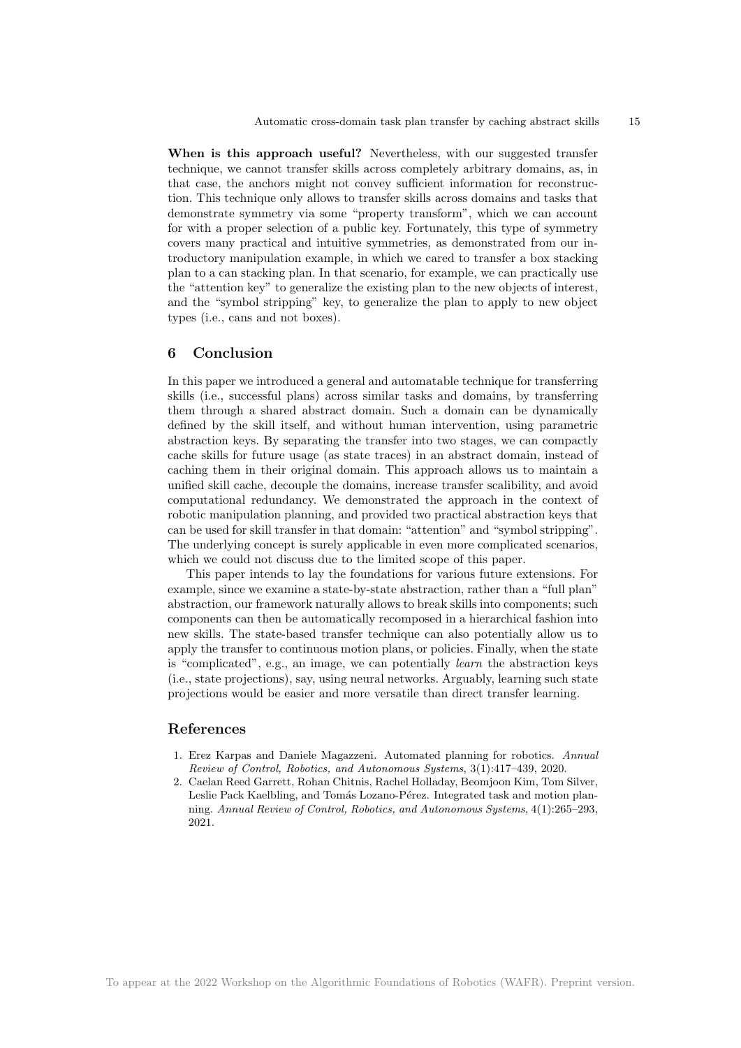**When is this approach useful?** Nevertheless, with our suggested transfer technique, we cannot transfer skills across completely arbitrary domains, as, in that case, the anchors might not convey sufficient information for reconstruction. This technique only allows to transfer skills across domains and tasks that demonstrate symmetry via some "property transform", which we can account for with a proper selection of a public key. Fortunately, this type of symmetry covers many practical and intuitive symmetries, as demonstrated from our introductory manipulation example, in which we cared to transfer a box stacking plan to a can stacking plan. In that scenario, for example, we can practically use the "attention key" to generalize the existing plan to the new objects of interest, and the "symbol stripping" key, to generalize the plan to apply to new object types (i.e., cans and not boxes).

## 6 Conclusion

In this paper we introduced a general and automatable technique for transferring skills (i.e., successful plans) across similar tasks and domains, by transferring them through a shared abstract domain. Such a domain can be dynamically defined by the skill itself, and without human intervention, using parametric abstraction keys. By separating the transfer into two stages, we can compactly cache skills for future usage (as state traces) in an abstract domain, instead of caching them in their original domain. This approach allows us to maintain a unified skill cache, decouple the domains, increase transfer scalability, and avoid computational redundancy. We demonstrated the approach in the context of robotic manipulation planning, and provided two practical abstraction keys that can be used for skill transfer in that domain: "attention" and "symbol stripping". The underlying concept is surely applicable in even more complicated scenarios, which we could not discuss due to the limited scope of this paper.

This paper intends to lay the foundations for various future extensions. For example, since we examine a state-by-state abstraction, rather than a "full plan" abstraction, our framework naturally allows to break skills into components; such components can then be automatically recomposed in a hierarchical fashion into new skills. The state-based transfer technique can also potentially allow us to apply the transfer to continuous motion plans, or policies. Finally, when the state is "complicated", e.g., an image, we can potentially *learn* the abstraction keys (i.e., state projections), say, using neural networks. Arguably, learning such state projections would be easier and more versatile than direct transfer learning.

## References

1. Erez Karpas and Daniele Magazzeni. Automated planning for robotics. *Annual Review of Control, Robotics, and Autonomous Systems*, 3(1):417–439, 2020.
2. Caelan Reed Garrett, Rohan Chitnis, Rachel Holladay, Beomjoon Kim, Tom Silver, Leslie Pack Kaelbling, and Tomás Lozano-Pérez. Integrated task and motion planning. *Annual Review of Control, Robotics, and Autonomous Systems*, 4(1):265–293, 2021.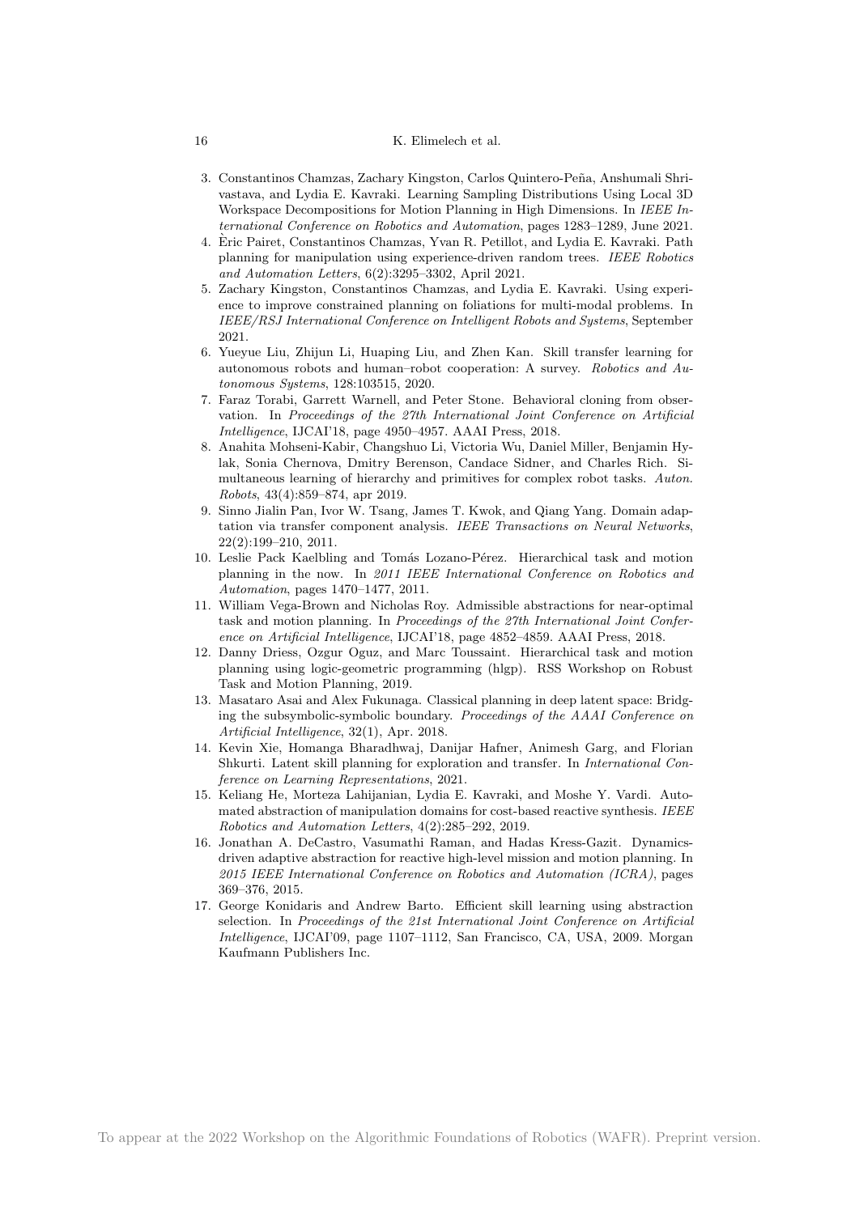3. Constantinos Chamzas, Zachary Kingston, Carlos Quintero-Peña, Anshumali Shrivastava, and Lydia E. Kavraki. Learning Sampling Distributions Using Local 3D Workspace Decompositions for Motion Planning in High Dimensions. In *IEEE International Conference on Robotics and Automation*, pages 1283–1289, June 2021.
4. Èric Pairet, Constantinos Chamzas, Yvan R. Petillot, and Lydia E. Kavraki. Path planning for manipulation using experience-driven random trees. *IEEE Robotics and Automation Letters*, 6(2):3295–3302, April 2021.
5. Zachary Kingston, Constantinos Chamzas, and Lydia E. Kavraki. Using experience to improve constrained planning on foliations for multi-modal problems. In *IEEE/RSJ International Conference on Intelligent Robots and Systems*, September 2021.
6. Yueyue Liu, Zhijun Li, Huaping Liu, and Zhen Kan. Skill transfer learning for autonomous robots and human–robot cooperation: A survey. *Robotics and Autonomous Systems*, 128:103515, 2020.
7. Faraz Torabi, Garrett Warnell, and Peter Stone. Behavioral cloning from observation. In *Proceedings of the 27th International Joint Conference on Artificial Intelligence*, IJCAI'18, page 4950–4957. AAAI Press, 2018.
8. Anahita Mohseni-Kabir, Changshuo Li, Victoria Wu, Daniel Miller, Benjamin Hylak, Sonia Chernova, Dmitry Berenson, Candace Sidner, and Charles Rich. Simultaneous learning of hierarchy and primitives for complex robot tasks. *Auton. Robots*, 43(4):859–874, apr 2019.
9. Sinno Jialin Pan, Ivor W. Tsang, James T. Kwok, and Qiang Yang. Domain adaptation via transfer component analysis. *IEEE Transactions on Neural Networks*, 22(2):199–210, 2011.
10. Leslie Pack Kaelbling and Tomás Lozano-Pérez. Hierarchical task and motion planning in the now. In *2011 IEEE International Conference on Robotics and Automation*, pages 1470–1477, 2011.
11. William Vega-Brown and Nicholas Roy. Admissible abstractions for near-optimal task and motion planning. In *Proceedings of the 27th International Joint Conference on Artificial Intelligence*, IJCAI'18, page 4852–4859. AAAI Press, 2018.
12. Danny Driess, Ozgur Oguz, and Marc Toussaint. Hierarchical task and motion planning using logic-geometric programming (hlgp). RSS Workshop on Robust Task and Motion Planning, 2019.
13. Masataro Asai and Alex Fukunaga. Classical planning in deep latent space: Bridging the subsymbolic-symbolic boundary. *Proceedings of the AAAI Conference on Artificial Intelligence*, 32(1), Apr. 2018.
14. Kevin Xie, Homanga Bharadhwaj, Danijar Hafner, Animesh Garg, and Florian Shkurti. Latent skill planning for exploration and transfer. In *International Conference on Learning Representations*, 2021.
15. Keliang He, Morteza Lahijanian, Lydia E. Kavraki, and Moshe Y. Vardi. Automated abstraction of manipulation domains for cost-based reactive synthesis. *IEEE Robotics and Automation Letters*, 4(2):285–292, 2019.
16. Jonathan A. DeCastro, Vasumathi Raman, and Hadas Kress-Gazit. Dynamics-driven adaptive abstraction for reactive high-level mission and motion planning. In *2015 IEEE International Conference on Robotics and Automation (ICRA)*, pages 369–376, 2015.
17. George Konidaris and Andrew Barto. Efficient skill learning using abstraction selection. In *Proceedings of the 21st International Joint Conference on Artificial Intelligence*, IJCAI'09, page 1107–1112, San Francisco, CA, USA, 2009. Morgan Kaufmann Publishers Inc.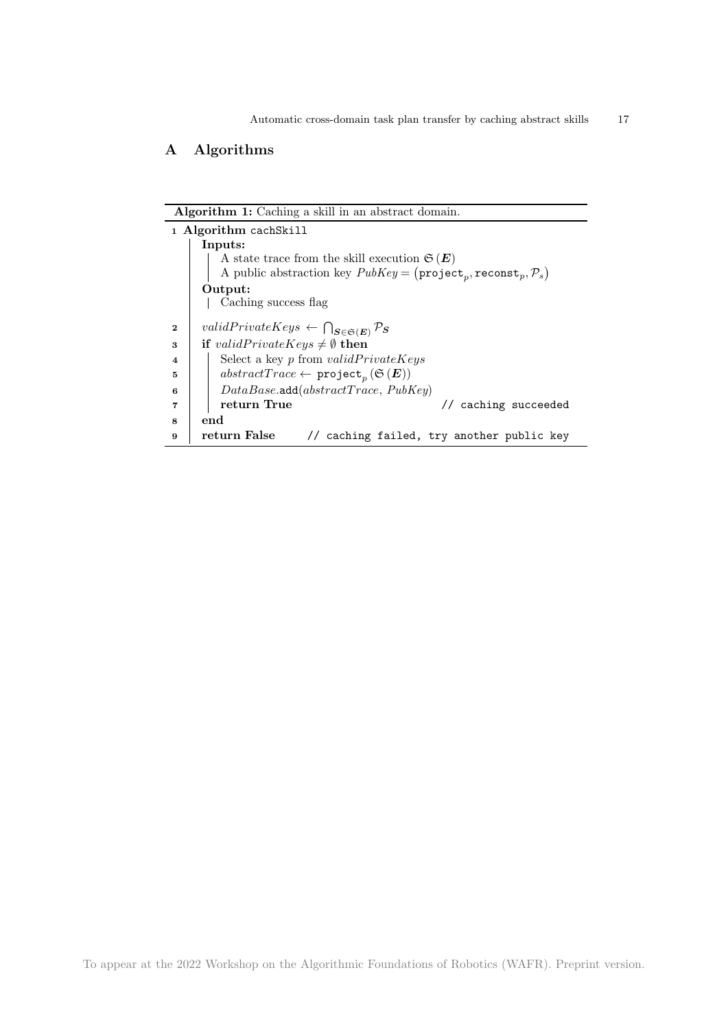## A Algorithms

**Algorithm 1:** Caching a skill in an abstract domain.

```
1  Algorithm cachSkill
     Inputs:
       A state trace from the skill execution 𝔖(E)
       A public abstraction key PubKey = (project_p, reconst_p, P_s)
     Output:
       Caching success flag
2    validPrivateKeys ← ⋂_{S ∈ 𝔖(E)} P_S
3    if validPrivateKeys ≠ ∅ then
4      Select a key p from validPrivateKeys
5      abstractTrace ← project_p(𝔖(E))
6      DataBase.add(abstractTrace, PubKey)
7      return True                        // caching succeeded
8    end
9    return False      // caching failed, try another public key
```

Where the inputs are: a state trace $\mathfrak{S}(\boldsymbol{E})$ and a public abstraction key $PubKey = (\texttt{project}_p, \texttt{reconst}_p, \mathcal{P}_s)$; line 2 computes $validPrivateKeys \leftarrow \bigcap_{\boldsymbol{S} \in \mathfrak{S}(\boldsymbol{E})} \mathcal{P}_{\boldsymbol{S}}$; line 5 computes $abstractTrace \leftarrow \texttt{project}_p(\mathfrak{S}(\boldsymbol{E}))$.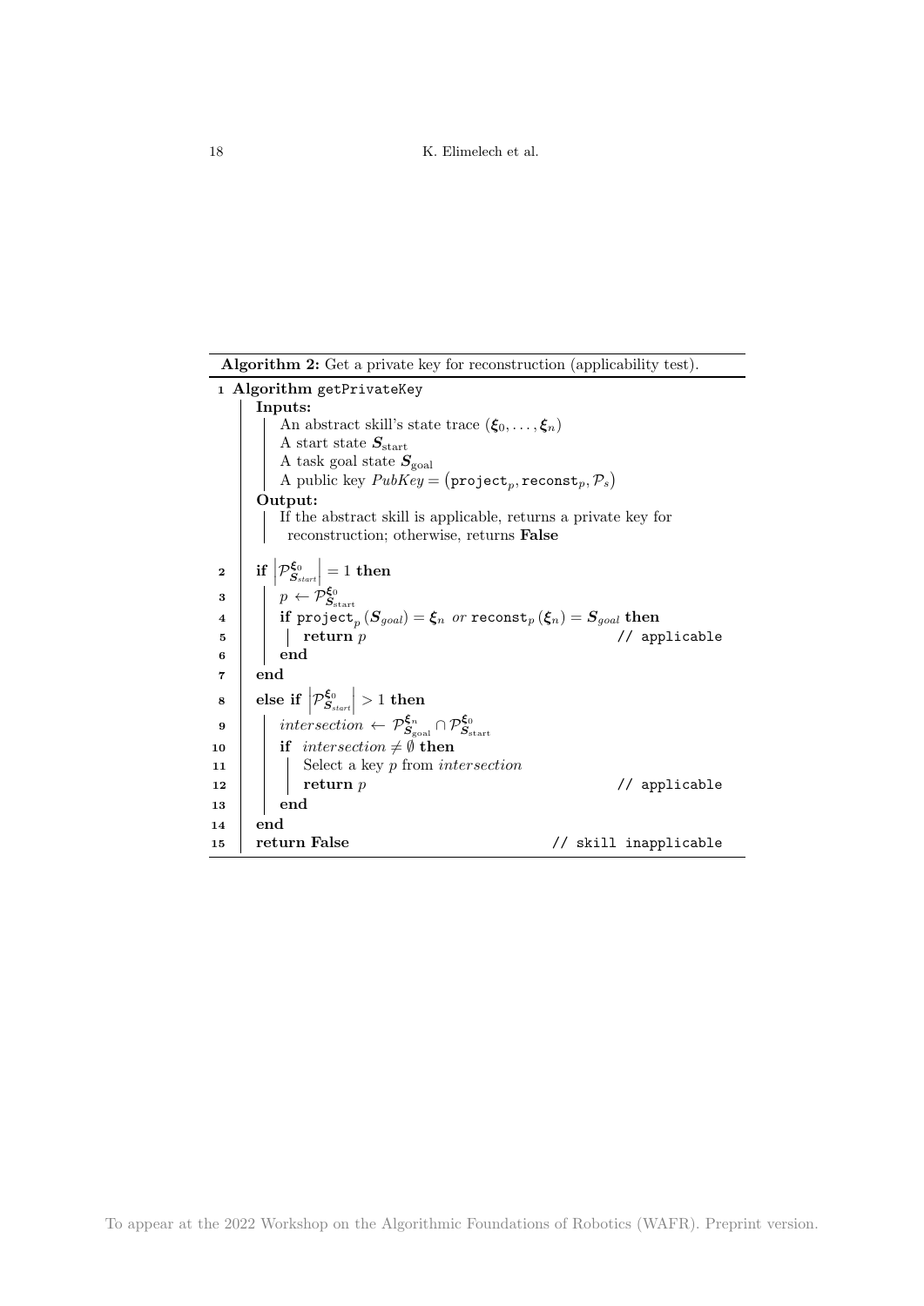**Algorithm 2:** Get a private key for reconstruction (applicability test).

```
1  Algorithm getPrivateKey
     Inputs:
       An abstract skill's state trace (ξ_0, ..., ξ_n)
       A start state S_start
       A task goal state S_goal
       A public key PubKey = (project_p, reconst_p, P_s)
     Output:
       If the abstract skill is applicable, returns a private key for
       reconstruction; otherwise, returns False
2    if |P^{ξ_0}_{S_start}| = 1 then
3      p ← P^{ξ_0}_{S_start}
4      if project_p(S_goal) = ξ_n or reconst_p(ξ_n) = S_goal then
5        return p                                  // applicable
6      end
7    end
8    else if |P^{ξ_0}_{S_start}| > 1 then
9      intersection ← P^{ξ_n}_{S_goal} ∩ P^{ξ_0}_{S_start}
10     if intersection ≠ ∅ then
11       Select a key p from intersection
12       return p                                  // applicable
13     end
14   end
15   return False                                  // skill inapplicable
```

Where line 2: $\left|\mathcal{P}^{\boldsymbol{\xi}_0}_{\boldsymbol{S}_{start}}\right| = 1$; line 3: $p \leftarrow \mathcal{P}^{\boldsymbol{\xi}_0}_{\boldsymbol{S}_{\text{start}}}$; line 4: $\texttt{project}_p(\boldsymbol{S}_{goal}) = \boldsymbol{\xi}_n$ *or* $\texttt{reconst}_p(\boldsymbol{\xi}_n) = \boldsymbol{S}_{goal}$; line 8: $\left|\mathcal{P}^{\boldsymbol{\xi}_0}_{\boldsymbol{S}_{start}}\right| > 1$; line 9: $intersection \leftarrow \mathcal{P}^{\boldsymbol{\xi}_n}_{\boldsymbol{S}_{\text{goal}}} \cap \mathcal{P}^{\boldsymbol{\xi}_0}_{\boldsymbol{S}_{\text{start}}}$; line 10: $intersection \neq \emptyset$.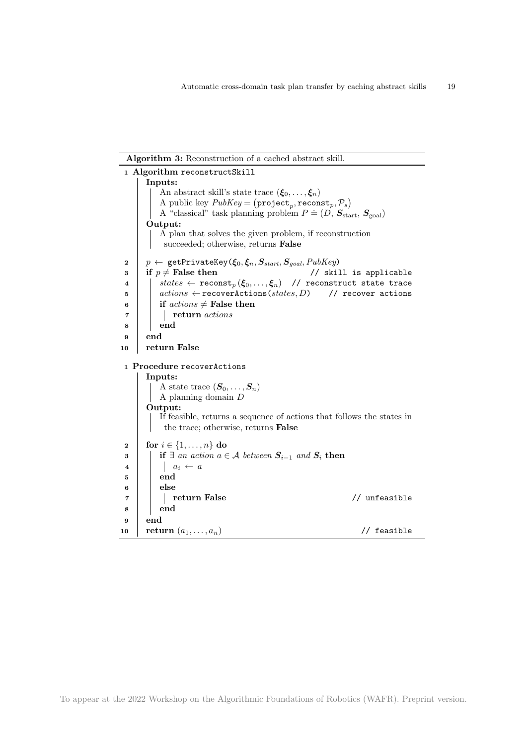**Algorithm 3:** Reconstruction of a cached abstract skill.

```
1  Algorithm reconstructSkill
     Inputs:
       An abstract skill's state trace (ξ_0, ..., ξ_n)
       A public key PubKey = (project_p, reconst_p, P_s)
       A "classical" task planning problem P ≐ (D, S_start, S_goal)
     Output:
       A plan that solves the given problem, if reconstruction
        succeeded; otherwise, returns False

2    p ← getPrivateKey(ξ_0, ξ_n, S_start, S_goal, PubKey)
3    if p ≠ False then                              // skill is applicable
4        states ← reconst_p(ξ_0, ..., ξ_n)  // reconstruct state trace
5        actions ← recoverActions(states, D)     // recover actions
6        if actions ≠ False then
7            return actions
8        end
9    end
10   return False

1  Procedure recoverActions
     Inputs:
       A state trace (S_0, ..., S_n)
       A planning domain D
     Output:
       If feasible, returns a sequence of actions that follows the states in
        the trace; otherwise, returns False

2    for i ∈ {1, ..., n} do
3        if ∃ an action a ∈ A between S_{i-1} and S_i then
4            a_i ← a
5        end
6        else
7            return False                              // unfeasible
8        end
9    end
10   return (a_1, ..., a_n)                            // feasible
```

To appear at the 2022 Workshop on the Algorithmic Foundations of Robotics (WAFR). Preprint version.